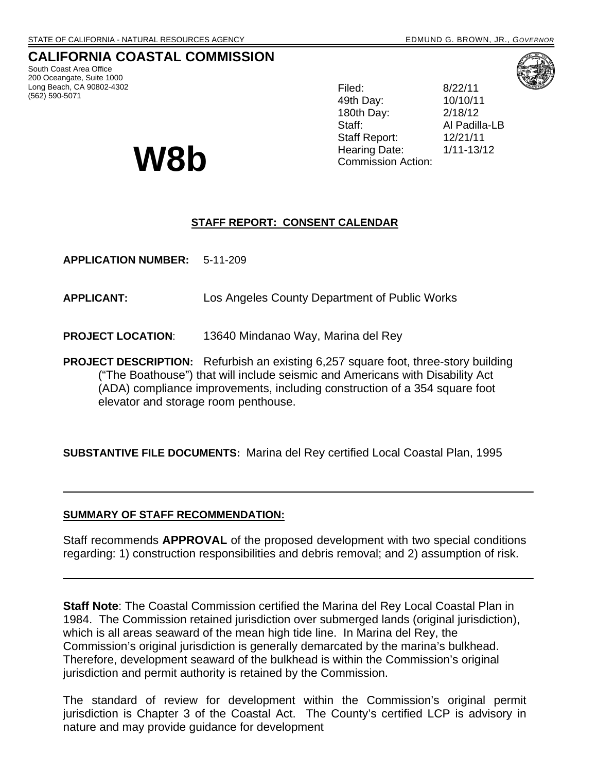STATE OF CALIFORNIA - NATURAL RESOURCES AGENCY EDMUND G. BROWN, JR., *GOVERNOR*

# CALIFORNIA COASTAL COMMISSION

South Coast Area Office
200 Oceangate, Suite 1000
Long Beach, CA 90802-4302
(562) 590-5071

| | |
|---|---|
| Filed: | 8/22/11 |
| 49th Day: | 10/10/11 |
| 180th Day: | 2/18/12 |
| Staff: | Al Padilla-LB |
| Staff Report: | 12/21/11 |
| Hearing Date: | 1/11-13/12 |
| Commission Action: | |

# W8b

## STAFF REPORT: CONSENT CALENDAR

**APPLICATION NUMBER:** 5-11-209

**APPLICANT:** Los Angeles County Department of Public Works

**PROJECT LOCATION**: 13640 Mindanao Way, Marina del Rey

**PROJECT DESCRIPTION:** Refurbish an existing 6,257 square foot, three-story building ("The Boathouse") that will include seismic and Americans with Disability Act (ADA) compliance improvements, including construction of a 354 square foot elevator and storage room penthouse.

**SUBSTANTIVE FILE DOCUMENTS:** Marina del Rey certified Local Coastal Plan, 1995

---

**SUMMARY OF STAFF RECOMMENDATION:**

Staff recommends **APPROVAL** of the proposed development with two special conditions regarding: 1) construction responsibilities and debris removal; and 2) assumption of risk.

---

**Staff Note**: The Coastal Commission certified the Marina del Rey Local Coastal Plan in 1984. The Commission retained jurisdiction over submerged lands (original jurisdiction), which is all areas seaward of the mean high tide line. In Marina del Rey, the Commission's original jurisdiction is generally demarcated by the marina's bulkhead. Therefore, development seaward of the bulkhead is within the Commission's original jurisdiction and permit authority is retained by the Commission.

The standard of review for development within the Commission's original permit jurisdiction is Chapter 3 of the Coastal Act. The County's certified LCP is advisory in nature and may provide guidance for development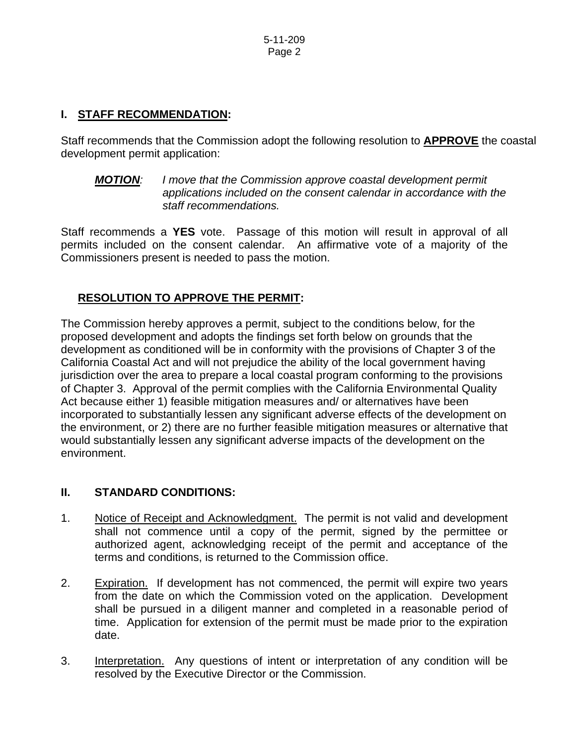## I. STAFF RECOMMENDATION:

Staff recommends that the Commission adopt the following resolution to **APPROVE** the coastal development permit application:

***MOTION**: I move that the Commission approve coastal development permit applications included on the consent calendar in accordance with the staff recommendations.*

Staff recommends a **YES** vote. Passage of this motion will result in approval of all permits included on the consent calendar. An affirmative vote of a majority of the Commissioners present is needed to pass the motion.

### RESOLUTION TO APPROVE THE PERMIT:

The Commission hereby approves a permit, subject to the conditions below, for the proposed development and adopts the findings set forth below on grounds that the development as conditioned will be in conformity with the provisions of Chapter 3 of the California Coastal Act and will not prejudice the ability of the local government having jurisdiction over the area to prepare a local coastal program conforming to the provisions of Chapter 3. Approval of the permit complies with the California Environmental Quality Act because either 1) feasible mitigation measures and/ or alternatives have been incorporated to substantially lessen any significant adverse effects of the development on the environment, or 2) there are no further feasible mitigation measures or alternative that would substantially lessen any significant adverse impacts of the development on the environment.

## II. STANDARD CONDITIONS:

1. Notice of Receipt and Acknowledgment. The permit is not valid and development shall not commence until a copy of the permit, signed by the permittee or authorized agent, acknowledging receipt of the permit and acceptance of the terms and conditions, is returned to the Commission office.

2. Expiration. If development has not commenced, the permit will expire two years from the date on which the Commission voted on the application. Development shall be pursued in a diligent manner and completed in a reasonable period of time. Application for extension of the permit must be made prior to the expiration date.

3. Interpretation. Any questions of intent or interpretation of any condition will be resolved by the Executive Director or the Commission.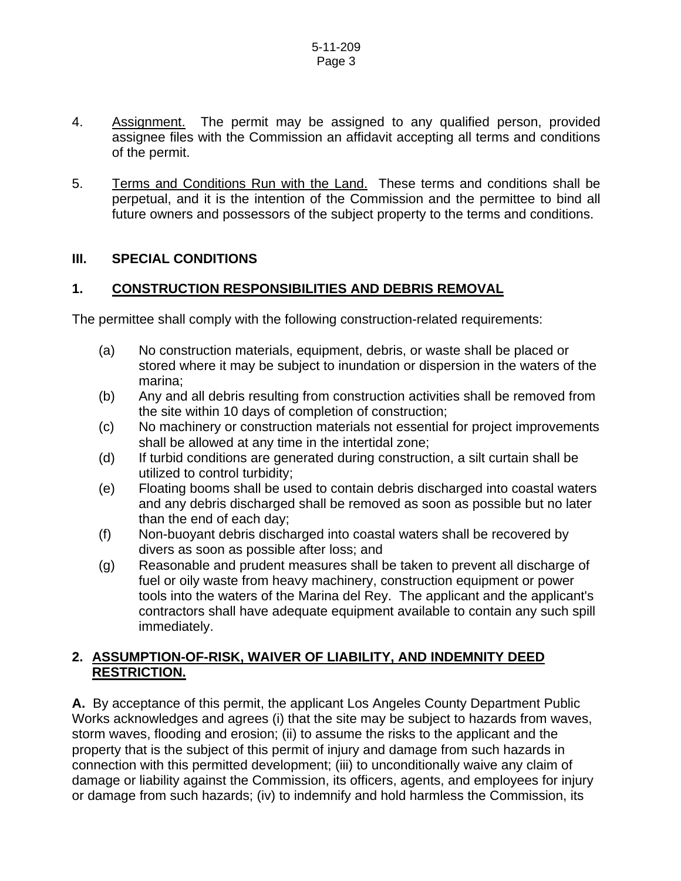4. Assignment. The permit may be assigned to any qualified person, provided assignee files with the Commission an affidavit accepting all terms and conditions of the permit.

5. Terms and Conditions Run with the Land. These terms and conditions shall be perpetual, and it is the intention of the Commission and the permittee to bind all future owners and possessors of the subject property to the terms and conditions.

## III. SPECIAL CONDITIONS

### 1. CONSTRUCTION RESPONSIBILITIES AND DEBRIS REMOVAL

The permittee shall comply with the following construction-related requirements:

(a) No construction materials, equipment, debris, or waste shall be placed or stored where it may be subject to inundation or dispersion in the waters of the marina;

(b) Any and all debris resulting from construction activities shall be removed from the site within 10 days of completion of construction;

(c) No machinery or construction materials not essential for project improvements shall be allowed at any time in the intertidal zone;

(d) If turbid conditions are generated during construction, a silt curtain shall be utilized to control turbidity;

(e) Floating booms shall be used to contain debris discharged into coastal waters and any debris discharged shall be removed as soon as possible but no later than the end of each day;

(f) Non-buoyant debris discharged into coastal waters shall be recovered by divers as soon as possible after loss; and

(g) Reasonable and prudent measures shall be taken to prevent all discharge of fuel or oily waste from heavy machinery, construction equipment or power tools into the waters of the Marina del Rey. The applicant and the applicant's contractors shall have adequate equipment available to contain any such spill immediately.

### 2. ASSUMPTION-OF-RISK, WAIVER OF LIABILITY, AND INDEMNITY DEED RESTRICTION.

**A.** By acceptance of this permit, the applicant Los Angeles County Department Public Works acknowledges and agrees (i) that the site may be subject to hazards from waves, storm waves, flooding and erosion; (ii) to assume the risks to the applicant and the property that is the subject of this permit of injury and damage from such hazards in connection with this permitted development; (iii) to unconditionally waive any claim of damage or liability against the Commission, its officers, agents, and employees for injury or damage from such hazards; (iv) to indemnify and hold harmless the Commission, its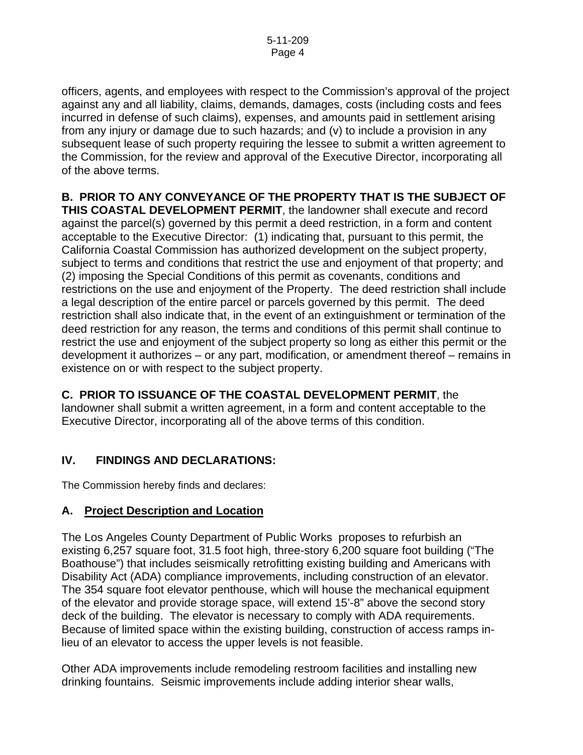officers, agents, and employees with respect to the Commission's approval of the project against any and all liability, claims, demands, damages, costs (including costs and fees incurred in defense of such claims), expenses, and amounts paid in settlement arising from any injury or damage due to such hazards; and (v) to include a provision in any subsequent lease of such property requiring the lessee to submit a written agreement to the Commission, for the review and approval of the Executive Director, incorporating all of the above terms.

**B. PRIOR TO ANY CONVEYANCE OF THE PROPERTY THAT IS THE SUBJECT OF THIS COASTAL DEVELOPMENT PERMIT**, the landowner shall execute and record against the parcel(s) governed by this permit a deed restriction, in a form and content acceptable to the Executive Director: (1) indicating that, pursuant to this permit, the California Coastal Commission has authorized development on the subject property, subject to terms and conditions that restrict the use and enjoyment of that property; and (2) imposing the Special Conditions of this permit as covenants, conditions and restrictions on the use and enjoyment of the Property. The deed restriction shall include a legal description of the entire parcel or parcels governed by this permit. The deed restriction shall also indicate that, in the event of an extinguishment or termination of the deed restriction for any reason, the terms and conditions of this permit shall continue to restrict the use and enjoyment of the subject property so long as either this permit or the development it authorizes – or any part, modification, or amendment thereof – remains in existence on or with respect to the subject property.

**C. PRIOR TO ISSUANCE OF THE COASTAL DEVELOPMENT PERMIT**, the landowner shall submit a written agreement, in a form and content acceptable to the Executive Director, incorporating all of the above terms of this condition.

## IV. FINDINGS AND DECLARATIONS:

The Commission hereby finds and declares:

### A. Project Description and Location

The Los Angeles County Department of Public Works proposes to refurbish an existing 6,257 square foot, 31.5 foot high, three-story 6,200 square foot building ("The Boathouse") that includes seismically retrofitting existing building and Americans with Disability Act (ADA) compliance improvements, including construction of an elevator. The 354 square foot elevator penthouse, which will house the mechanical equipment of the elevator and provide storage space, will extend 15'-8" above the second story deck of the building. The elevator is necessary to comply with ADA requirements. Because of limited space within the existing building, construction of access ramps in-lieu of an elevator to access the upper levels is not feasible.

Other ADA improvements include remodeling restroom facilities and installing new drinking fountains. Seismic improvements include adding interior shear walls,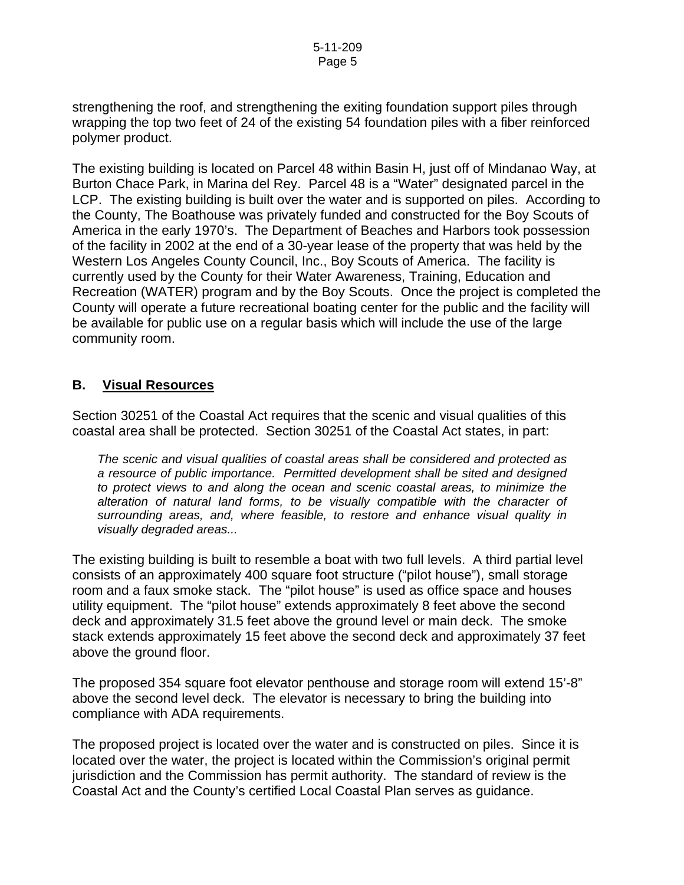strengthening the roof, and strengthening the exiting foundation support piles through wrapping the top two feet of 24 of the existing 54 foundation piles with a fiber reinforced polymer product.

The existing building is located on Parcel 48 within Basin H, just off of Mindanao Way, at Burton Chace Park, in Marina del Rey. Parcel 48 is a "Water" designated parcel in the LCP. The existing building is built over the water and is supported on piles. According to the County, The Boathouse was privately funded and constructed for the Boy Scouts of America in the early 1970's. The Department of Beaches and Harbors took possession of the facility in 2002 at the end of a 30-year lease of the property that was held by the Western Los Angeles County Council, Inc., Boy Scouts of America. The facility is currently used by the County for their Water Awareness, Training, Education and Recreation (WATER) program and by the Boy Scouts. Once the project is completed the County will operate a future recreational boating center for the public and the facility will be available for public use on a regular basis which will include the use of the large community room.

## B. Visual Resources

Section 30251 of the Coastal Act requires that the scenic and visual qualities of this coastal area shall be protected. Section 30251 of the Coastal Act states, in part:

> *The scenic and visual qualities of coastal areas shall be considered and protected as a resource of public importance. Permitted development shall be sited and designed to protect views to and along the ocean and scenic coastal areas, to minimize the alteration of natural land forms, to be visually compatible with the character of surrounding areas, and, where feasible, to restore and enhance visual quality in visually degraded areas...*

The existing building is built to resemble a boat with two full levels. A third partial level consists of an approximately 400 square foot structure ("pilot house"), small storage room and a faux smoke stack. The "pilot house" is used as office space and houses utility equipment. The "pilot house" extends approximately 8 feet above the second deck and approximately 31.5 feet above the ground level or main deck. The smoke stack extends approximately 15 feet above the second deck and approximately 37 feet above the ground floor.

The proposed 354 square foot elevator penthouse and storage room will extend 15'-8" above the second level deck. The elevator is necessary to bring the building into compliance with ADA requirements.

The proposed project is located over the water and is constructed on piles. Since it is located over the water, the project is located within the Commission's original permit jurisdiction and the Commission has permit authority. The standard of review is the Coastal Act and the County's certified Local Coastal Plan serves as guidance.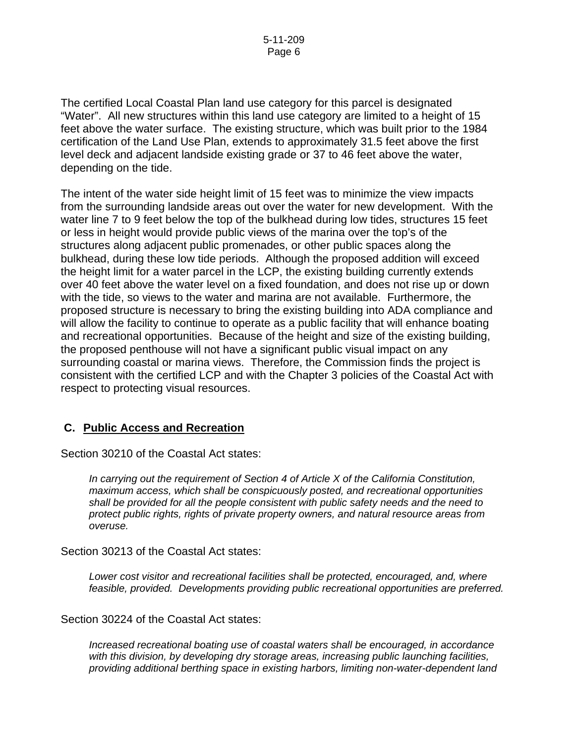The certified Local Coastal Plan land use category for this parcel is designated "Water". All new structures within this land use category are limited to a height of 15 feet above the water surface. The existing structure, which was built prior to the 1984 certification of the Land Use Plan, extends to approximately 31.5 feet above the first level deck and adjacent landside existing grade or 37 to 46 feet above the water, depending on the tide.

The intent of the water side height limit of 15 feet was to minimize the view impacts from the surrounding landside areas out over the water for new development. With the water line 7 to 9 feet below the top of the bulkhead during low tides, structures 15 feet or less in height would provide public views of the marina over the top's of the structures along adjacent public promenades, or other public spaces along the bulkhead, during these low tide periods. Although the proposed addition will exceed the height limit for a water parcel in the LCP, the existing building currently extends over 40 feet above the water level on a fixed foundation, and does not rise up or down with the tide, so views to the water and marina are not available. Furthermore, the proposed structure is necessary to bring the existing building into ADA compliance and will allow the facility to continue to operate as a public facility that will enhance boating and recreational opportunities. Because of the height and size of the existing building, the proposed penthouse will not have a significant public visual impact on any surrounding coastal or marina views. Therefore, the Commission finds the project is consistent with the certified LCP and with the Chapter 3 policies of the Coastal Act with respect to protecting visual resources.

## C. Public Access and Recreation

Section 30210 of the Coastal Act states:

> *In carrying out the requirement of Section 4 of Article X of the California Constitution, maximum access, which shall be conspicuously posted, and recreational opportunities shall be provided for all the people consistent with public safety needs and the need to protect public rights, rights of private property owners, and natural resource areas from overuse.*

Section 30213 of the Coastal Act states:

> *Lower cost visitor and recreational facilities shall be protected, encouraged, and, where feasible, provided. Developments providing public recreational opportunities are preferred.*

Section 30224 of the Coastal Act states:

> *Increased recreational boating use of coastal waters shall be encouraged, in accordance with this division, by developing dry storage areas, increasing public launching facilities, providing additional berthing space in existing harbors, limiting non-water-dependent land*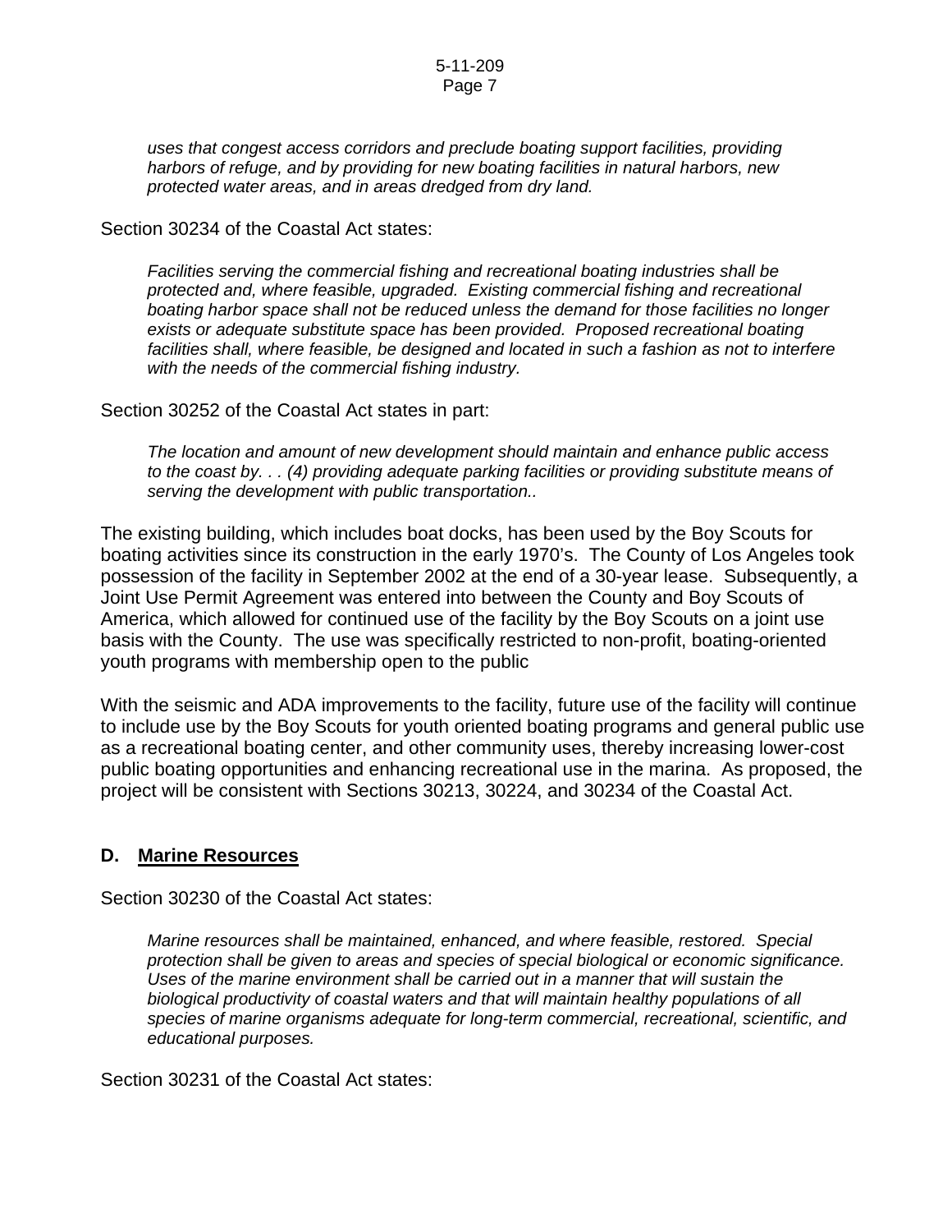*uses that congest access corridors and preclude boating support facilities, providing harbors of refuge, and by providing for new boating facilities in natural harbors, new protected water areas, and in areas dredged from dry land.*

Section 30234 of the Coastal Act states:

*Facilities serving the commercial fishing and recreational boating industries shall be protected and, where feasible, upgraded. Existing commercial fishing and recreational boating harbor space shall not be reduced unless the demand for those facilities no longer exists or adequate substitute space has been provided. Proposed recreational boating facilities shall, where feasible, be designed and located in such a fashion as not to interfere with the needs of the commercial fishing industry.*

Section 30252 of the Coastal Act states in part:

*The location and amount of new development should maintain and enhance public access to the coast by. . . (4) providing adequate parking facilities or providing substitute means of serving the development with public transportation..*

The existing building, which includes boat docks, has been used by the Boy Scouts for boating activities since its construction in the early 1970's. The County of Los Angeles took possession of the facility in September 2002 at the end of a 30-year lease. Subsequently, a Joint Use Permit Agreement was entered into between the County and Boy Scouts of America, which allowed for continued use of the facility by the Boy Scouts on a joint use basis with the County. The use was specifically restricted to non-profit, boating-oriented youth programs with membership open to the public

With the seismic and ADA improvements to the facility, future use of the facility will continue to include use by the Boy Scouts for youth oriented boating programs and general public use as a recreational boating center, and other community uses, thereby increasing lower-cost public boating opportunities and enhancing recreational use in the marina. As proposed, the project will be consistent with Sections 30213, 30224, and 30234 of the Coastal Act.

## D. Marine Resources

Section 30230 of the Coastal Act states:

*Marine resources shall be maintained, enhanced, and where feasible, restored. Special protection shall be given to areas and species of special biological or economic significance. Uses of the marine environment shall be carried out in a manner that will sustain the biological productivity of coastal waters and that will maintain healthy populations of all species of marine organisms adequate for long-term commercial, recreational, scientific, and educational purposes.*

Section 30231 of the Coastal Act states: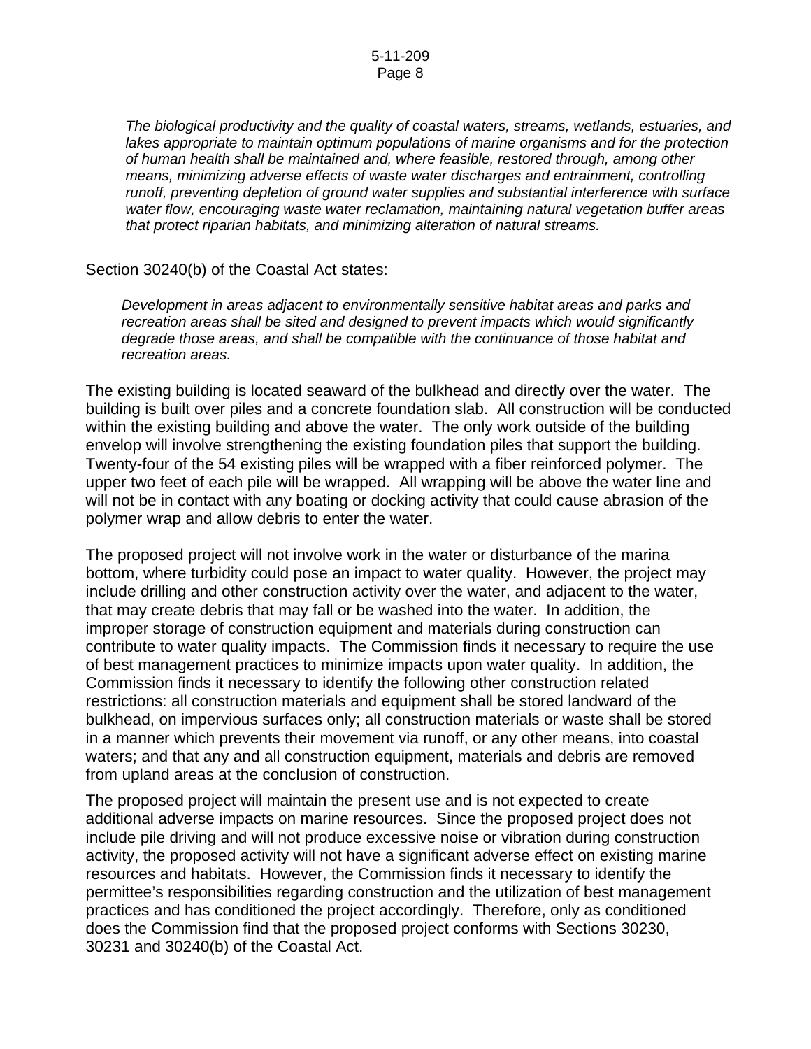*The biological productivity and the quality of coastal waters, streams, wetlands, estuaries, and lakes appropriate to maintain optimum populations of marine organisms and for the protection of human health shall be maintained and, where feasible, restored through, among other means, minimizing adverse effects of waste water discharges and entrainment, controlling runoff, preventing depletion of ground water supplies and substantial interference with surface water flow, encouraging waste water reclamation, maintaining natural vegetation buffer areas that protect riparian habitats, and minimizing alteration of natural streams.*

Section 30240(b) of the Coastal Act states:

*Development in areas adjacent to environmentally sensitive habitat areas and parks and recreation areas shall be sited and designed to prevent impacts which would significantly degrade those areas, and shall be compatible with the continuance of those habitat and recreation areas.*

The existing building is located seaward of the bulkhead and directly over the water. The building is built over piles and a concrete foundation slab. All construction will be conducted within the existing building and above the water. The only work outside of the building envelop will involve strengthening the existing foundation piles that support the building. Twenty-four of the 54 existing piles will be wrapped with a fiber reinforced polymer. The upper two feet of each pile will be wrapped. All wrapping will be above the water line and will not be in contact with any boating or docking activity that could cause abrasion of the polymer wrap and allow debris to enter the water.

The proposed project will not involve work in the water or disturbance of the marina bottom, where turbidity could pose an impact to water quality. However, the project may include drilling and other construction activity over the water, and adjacent to the water, that may create debris that may fall or be washed into the water. In addition, the improper storage of construction equipment and materials during construction can contribute to water quality impacts. The Commission finds it necessary to require the use of best management practices to minimize impacts upon water quality. In addition, the Commission finds it necessary to identify the following other construction related restrictions: all construction materials and equipment shall be stored landward of the bulkhead, on impervious surfaces only; all construction materials or waste shall be stored in a manner which prevents their movement via runoff, or any other means, into coastal waters; and that any and all construction equipment, materials and debris are removed from upland areas at the conclusion of construction.

The proposed project will maintain the present use and is not expected to create additional adverse impacts on marine resources. Since the proposed project does not include pile driving and will not produce excessive noise or vibration during construction activity, the proposed activity will not have a significant adverse effect on existing marine resources and habitats. However, the Commission finds it necessary to identify the permittee's responsibilities regarding construction and the utilization of best management practices and has conditioned the project accordingly. Therefore, only as conditioned does the Commission find that the proposed project conforms with Sections 30230, 30231 and 30240(b) of the Coastal Act.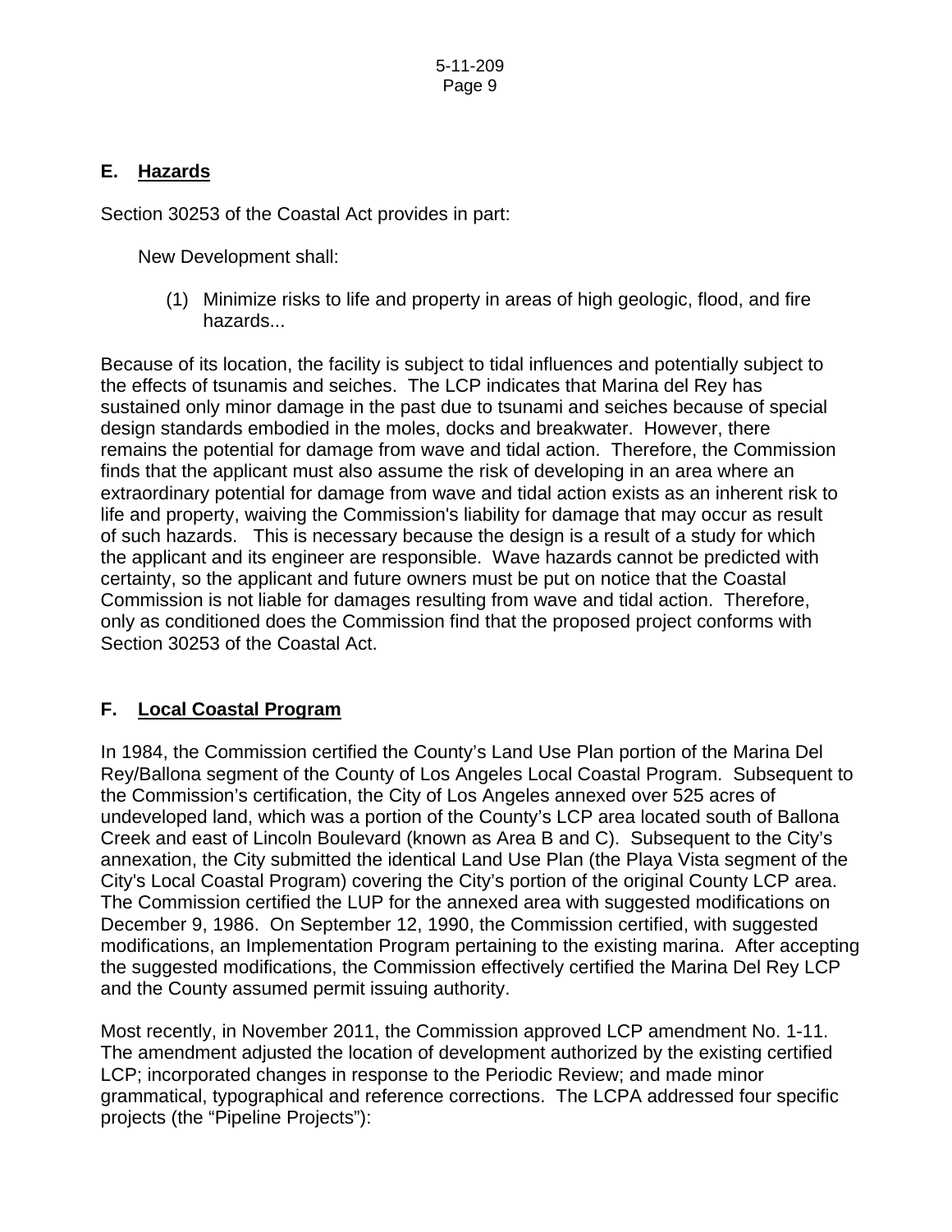## E. Hazards

Section 30253 of the Coastal Act provides in part:

> New Development shall:
>
> (1) Minimize risks to life and property in areas of high geologic, flood, and fire hazards...

Because of its location, the facility is subject to tidal influences and potentially subject to the effects of tsunamis and seiches. The LCP indicates that Marina del Rey has sustained only minor damage in the past due to tsunami and seiches because of special design standards embodied in the moles, docks and breakwater. However, there remains the potential for damage from wave and tidal action. Therefore, the Commission finds that the applicant must also assume the risk of developing in an area where an extraordinary potential for damage from wave and tidal action exists as an inherent risk to life and property, waiving the Commission's liability for damage that may occur as result of such hazards. This is necessary because the design is a result of a study for which the applicant and its engineer are responsible. Wave hazards cannot be predicted with certainty, so the applicant and future owners must be put on notice that the Coastal Commission is not liable for damages resulting from wave and tidal action. Therefore, only as conditioned does the Commission find that the proposed project conforms with Section 30253 of the Coastal Act.

## F. Local Coastal Program

In 1984, the Commission certified the County's Land Use Plan portion of the Marina Del Rey/Ballona segment of the County of Los Angeles Local Coastal Program. Subsequent to the Commission's certification, the City of Los Angeles annexed over 525 acres of undeveloped land, which was a portion of the County's LCP area located south of Ballona Creek and east of Lincoln Boulevard (known as Area B and C). Subsequent to the City's annexation, the City submitted the identical Land Use Plan (the Playa Vista segment of the City's Local Coastal Program) covering the City's portion of the original County LCP area. The Commission certified the LUP for the annexed area with suggested modifications on December 9, 1986. On September 12, 1990, the Commission certified, with suggested modifications, an Implementation Program pertaining to the existing marina. After accepting the suggested modifications, the Commission effectively certified the Marina Del Rey LCP and the County assumed permit issuing authority.

Most recently, in November 2011, the Commission approved LCP amendment No. 1-11. The amendment adjusted the location of development authorized by the existing certified LCP; incorporated changes in response to the Periodic Review; and made minor grammatical, typographical and reference corrections. The LCPA addressed four specific projects (the "Pipeline Projects"):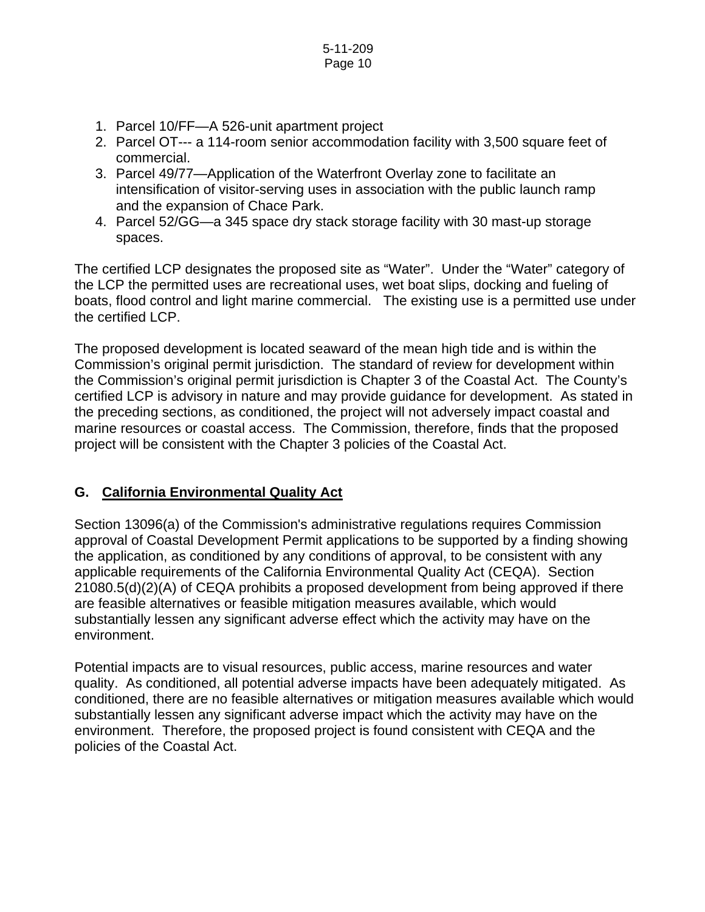1. Parcel 10/FF—A 526-unit apartment project
2. Parcel OT--- a 114-room senior accommodation facility with 3,500 square feet of commercial.
3. Parcel 49/77—Application of the Waterfront Overlay zone to facilitate an intensification of visitor-serving uses in association with the public launch ramp and the expansion of Chace Park.
4. Parcel 52/GG—a 345 space dry stack storage facility with 30 mast-up storage spaces.

The certified LCP designates the proposed site as "Water". Under the "Water" category of the LCP the permitted uses are recreational uses, wet boat slips, docking and fueling of boats, flood control and light marine commercial. The existing use is a permitted use under the certified LCP.

The proposed development is located seaward of the mean high tide and is within the Commission's original permit jurisdiction. The standard of review for development within the Commission's original permit jurisdiction is Chapter 3 of the Coastal Act. The County's certified LCP is advisory in nature and may provide guidance for development. As stated in the preceding sections, as conditioned, the project will not adversely impact coastal and marine resources or coastal access. The Commission, therefore, finds that the proposed project will be consistent with the Chapter 3 policies of the Coastal Act.

## G. <u>California Environmental Quality Act</u>

Section 13096(a) of the Commission's administrative regulations requires Commission approval of Coastal Development Permit applications to be supported by a finding showing the application, as conditioned by any conditions of approval, to be consistent with any applicable requirements of the California Environmental Quality Act (CEQA). Section 21080.5(d)(2)(A) of CEQA prohibits a proposed development from being approved if there are feasible alternatives or feasible mitigation measures available, which would substantially lessen any significant adverse effect which the activity may have on the environment.

Potential impacts are to visual resources, public access, marine resources and water quality. As conditioned, all potential adverse impacts have been adequately mitigated. As conditioned, there are no feasible alternatives or mitigation measures available which would substantially lessen any significant adverse impact which the activity may have on the environment. Therefore, the proposed project is found consistent with CEQA and the policies of the Coastal Act.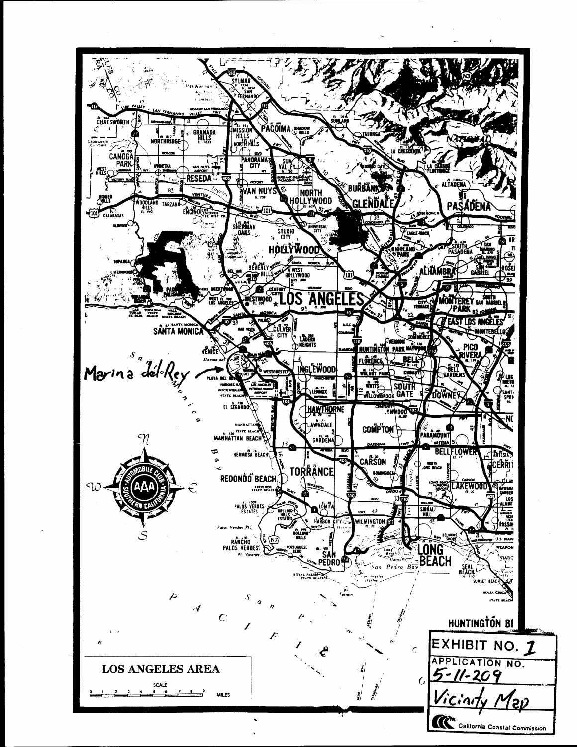LOS ANGELES AREA

Marina del Rey

EXHIBIT NO. 1

APPLICATION NO.

5-11-209

Vicinity Map

California Coastal Commission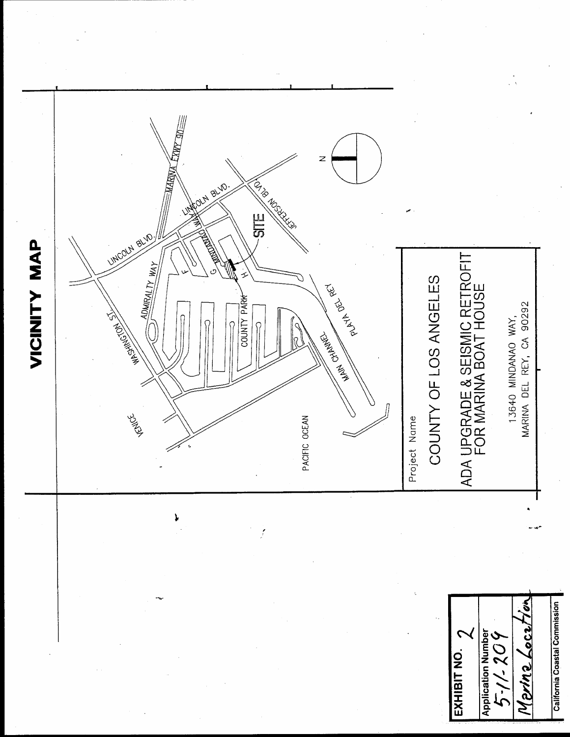# VICINITY MAP

VENICE

PACIFIC OCEAN

WASHINGTON ST.

ADMIRALTY WAY

LINCOLN BLVD.

MARINA EXWY 90

MINDANAO WAY

JEFFERSON BLVD.

COUNTY PARK

MAIN CHANNEL

PLAYA DEL REY

F

G

H

SITE

N

Project Name

COUNTY OF LOS ANGELES

ADA UPGRADE & SEISMIC RETROFIT FOR MARINA BOAT HOUSE

13640 MINDANAO WAY,
MARINA DEL REY, CA 90292

| EXHIBIT NO. 2 |
|---|
| Application Number 5-11-209 |
| Marina Location |
| California Coastal Commission |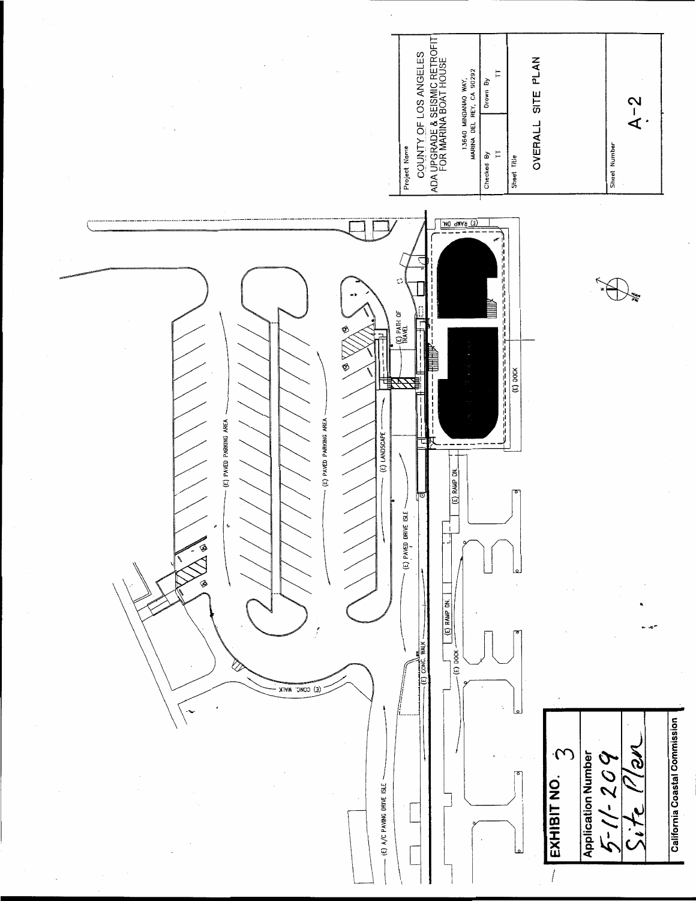Project Name

COUNTY OF LOS ANGELES
ADA UPGRADE & SEISMIC RETROFIT FOR MARINA BOAT HOUSE

13640 MINDANAO WAY,
MARINA DEL REY, CA 90292

| Checked By | Drawn By |
| --- | --- |
| TT | TT |

Sheet Title

OVERALL SITE PLAN

Sheet Number

A-2

(E) PAVED PARKING AREA

(E) PAVED PARKING AREA

(E) LANDSCAPE

(E) PATH OF TRAVEL

(E) PAVED DRIVE ISLE

(E) CONC. WALK

(E) CONC. WALK

(E) A/C PAVING DRIVE ISLE

(E) RAMP DN.

(E) RAMP DN.

(E) RAMP DN.

(E) DOCK

(E) DOCK

**EXHIBIT NO.** 3

**Application Number**

5-11-209

Site Plan

**California Coastal Commission**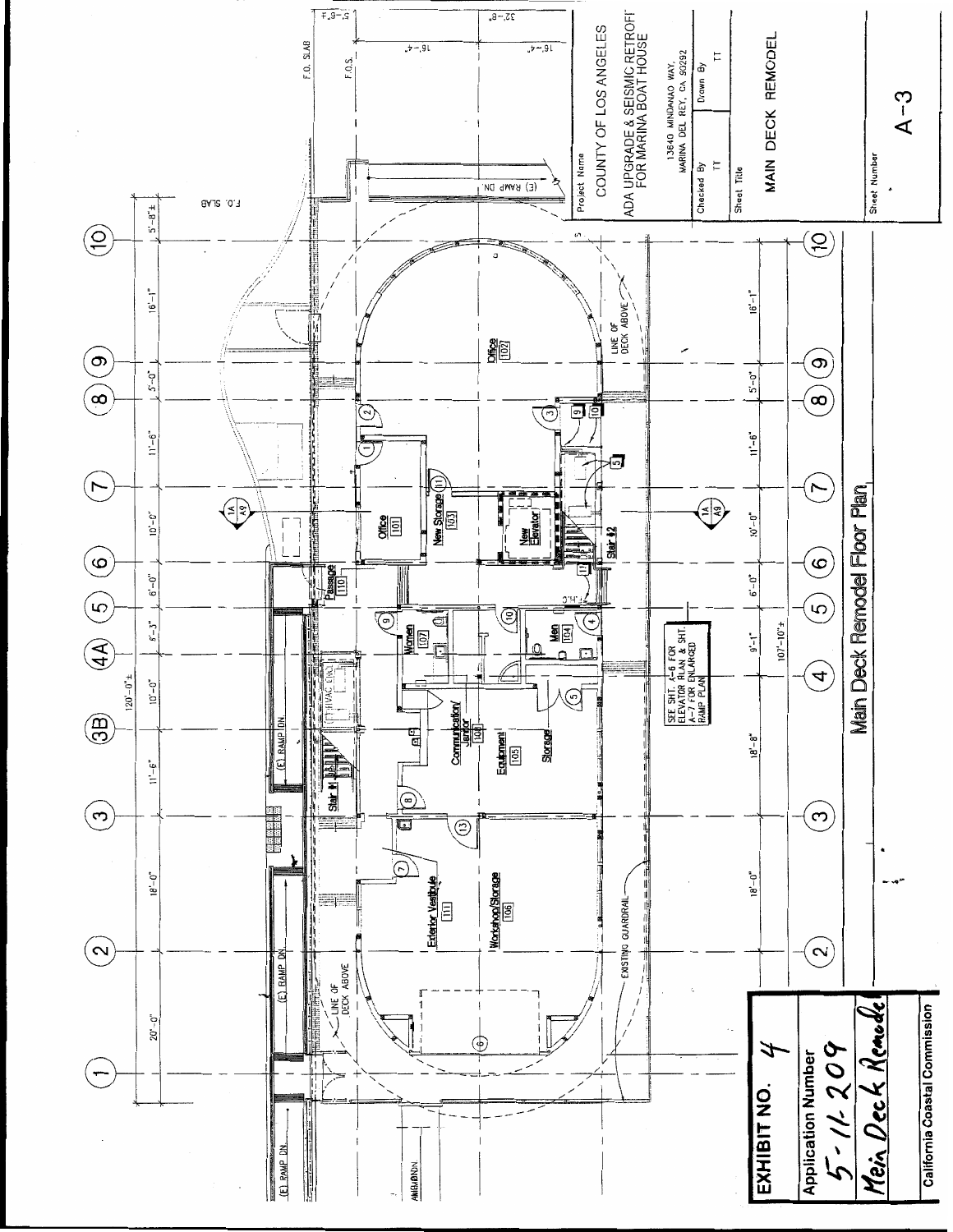# Main Deck Remodel Floor Plan

Project Name

COUNTY OF LOS ANGELES

ADA UPGRADE & SEISMIC RETROFIT FOR MARINA BOAT HOUSE

13640 MINDANAO WAY, MARINA DEL REY, CA 90292

Checked By: TT

Drawn By: TT

Sheet Title: MAIN DECK REMODEL

Sheet Number: A-3

Office 101

Office 102

New Storage 103

Men 104

Equipment 105

Workshop/Storage 106

Women 107

Communication/Janitor 108

Passage 110

Exterior Vestibule 111

New Elevator

Stair #1

Stair #2

Storage

(E) RAMP DN

HVAC ENCL.

LINE OF DECK ABOVE

EXISTING GUARDRAIL

F.O. SLAB

F.O.S.

SEE SHT. A-6 FOR ELEVATOR PLAN & SHT. A-7 FOR ENLARGED RAMP PLAN

120'-0" ±

107'-10" ±

20'-0" | 18'-0" | 11'-6" | 10'-0" | 9'-3" | 6'-0" | 10'-0" | 11'-6" | 5'-0" | 16'-1" | 5'-8" ±

18'-0" | 18'-8" | 9'-1" | 6'-0" | 10'-0" | 11'-6" | 5'-0" | 16'-1"

16'-4" | 16'-4" | 32'-8" | 5'-6" ±

EXHIBIT NO. 4

Application Number: 5-11-209

Main Deck Remodel

California Coastal Commission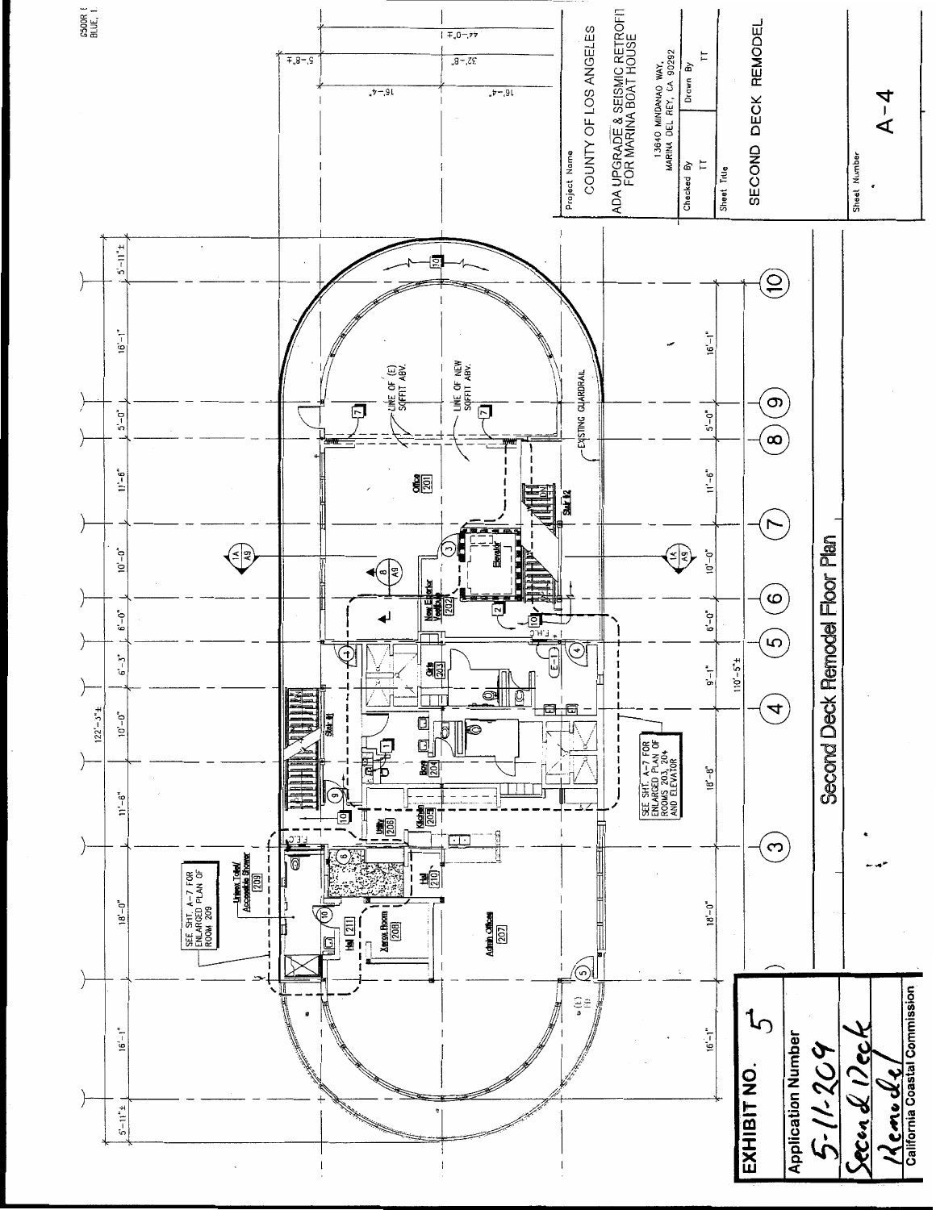Project Name

COUNTY OF LOS ANGELES

ADA UPGRADE & SEISMIC RETROFIT FOR MARINA BOAT HOUSE

13640 MINDANAO WAY, MARINA DEL REY, CA 90292

| Checked By | Drawn By |
|---|---|
| TT | TT |

Sheet Title

SECOND DECK REMODEL

Sheet Number

A-4

# Second Deck Remodel Floor Plan

Office 201

New Elevator Vestibule 202

Girls 203

Boys 204

Kitchen 205

Utility 206

Admin Offices 207

Xerox Room 208

Unisex Toilet/ Accessible Shower 209

Hall 210

Hall 211

Stair #1

Stair #2

Elevator

LINE OF (E) SOFFIT ABV.

LINE OF NEW SOFFIT ABV.

EXISTING GUARDRAIL

SEE SHT. A-7 FOR ENLARGED PLAN OF ROOM 209

SEE SHT. A-7 FOR ENLARGED PLAN OF ROOMS 203, 204 AND ELEVATOR

122'-3"±

5'-11"± | 16'-1" | 18'-0" | 11'-6" | 10'-0" | 6'-3" | 6'-0" | 10'-0" | 11'-6" | 5'-0" | 16'-1" | 5'-11"±

16'-1" | 18'-0" | 18'-8" | 9'-1" | 6'-0" | 10'-0" | 11'-6" | 5'-0" | 16'-1"

110'-5"±

44'-0"± | 32'-8" | 16'-4" | 16'-4" | 5'-8"±

EXHIBIT NO. 5

Application Number

5-11-209

Second Deck Remodel

California Coastal Commission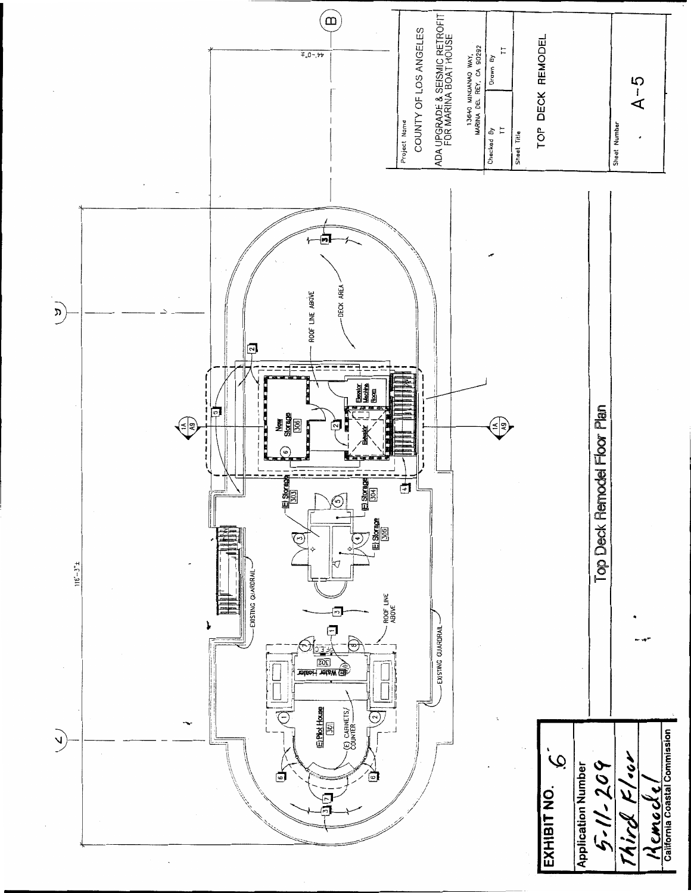**EXHIBIT NO.** 6

**Application Number**

5-11-209

Third Floor Remodel

**California Coastal Commission**

## Top Deck Remodel Floor Plan

118'-3"±

44'-0"±

(E) Pilot House 301

(E) CABINETS/ COUNTER

(E) Water Heater 302

EXISTING GUARDRAIL

ROOF LINE ABOVE

(E) Storage 303

(E) Storage 304

(E) Storage 305

New Storage 306

Elevator Machine Room

Elevator

DECK AREA

1A A9

| Project Name | |
|---|---|
| COUNTY OF LOS ANGELES | |
| ADA UPGRADE & SEISMIC RETROFIT FOR MARINA BOAT HOUSE | |
| 13640 MINDANAO WAY, MARINA DEL REY, CA 90292 | |
| Checked By: TT | Drawn By: TT |
| Sheet Title: TOP DECK REMODEL | |
| Sheet Number: A-5 | |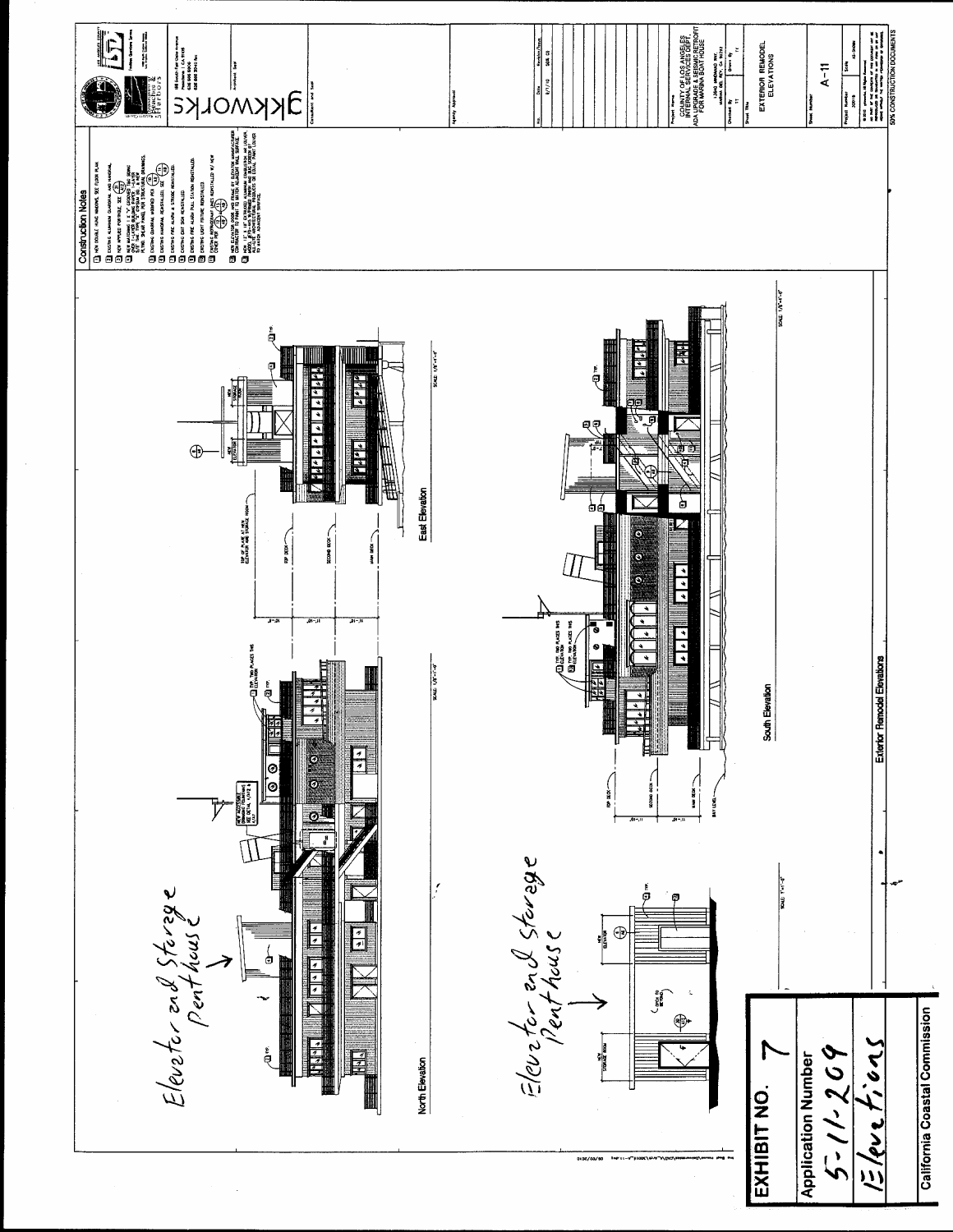Elevator and Storage Penthouse

North Elevation

Elevator and Storage Penthouse

East Elevation

South Elevation

Exterior Remodel Elevations

Construction Notes

EXTERIOR REMODEL ELEVATIONS

A-11

COUNTY OF LOS ANGELES INTERNAL SERVICES DEPT. ADA UPGRADE & SEISMIC RETROFIT FOR MARINA BOAT HOUSE

50% CONSTRUCTION DOCUMENTS

gkkworks

**EXHIBIT NO.** 7

**Application Number**

5-11-269

Elevations

**California Coastal Commission**